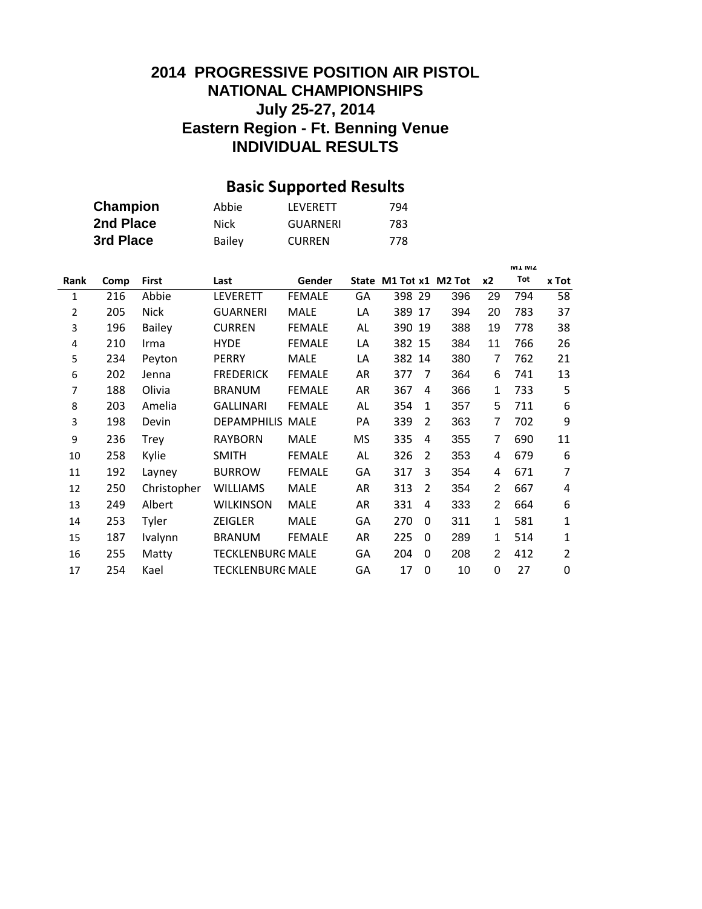# 2014 PROGRESSIVE POSITION AIR PISTOL NATIONAL CHAMPIONSHIPS

## July 25-27, 2014

## Eastern Region - Ft. Benning Venue

## INDIVIDUAL RESULTS

### Basic Supported Results

| | | | |
|---|---|---|---|
| **Champion** | Abbie | LEVERETT | 794 |
| **2nd Place** | Nick | GUARNERI | 783 |
| **3rd Place** | Bailey | CURREN | 778 |

| Rank | Comp | First | Last | Gender | State | M1 Tot | x1 | M2 Tot | x2 | M1 M2 Tot | x Tot |
|---|---|---|---|---|---|---|---|---|---|---|---|
| 1 | 216 | Abbie | LEVERETT | FEMALE | GA | 398 | 29 | 396 | 29 | 794 | 58 |
| 2 | 205 | Nick | GUARNERI | MALE | LA | 389 | 17 | 394 | 20 | 783 | 37 |
| 3 | 196 | Bailey | CURREN | FEMALE | AL | 390 | 19 | 388 | 19 | 778 | 38 |
| 4 | 210 | Irma | HYDE | FEMALE | LA | 382 | 15 | 384 | 11 | 766 | 26 |
| 5 | 234 | Peyton | PERRY | MALE | LA | 382 | 14 | 380 | 7 | 762 | 21 |
| 6 | 202 | Jenna | FREDERICK | FEMALE | AR | 377 | 7 | 364 | 6 | 741 | 13 |
| 7 | 188 | Olivia | BRANUM | FEMALE | AR | 367 | 4 | 366 | 1 | 733 | 5 |
| 8 | 203 | Amelia | GALLINARI | FEMALE | AL | 354 | 1 | 357 | 5 | 711 | 6 |
| 3 | 198 | Devin | DEPAMPHILIS | MALE | PA | 339 | 2 | 363 | 7 | 702 | 9 |
| 9 | 236 | Trey | RAYBORN | MALE | MS | 335 | 4 | 355 | 7 | 690 | 11 |
| 10 | 258 | Kylie | SMITH | FEMALE | AL | 326 | 2 | 353 | 4 | 679 | 6 |
| 11 | 192 | Layney | BURROW | FEMALE | GA | 317 | 3 | 354 | 4 | 671 | 7 |
| 12 | 250 | Christopher | WILLIAMS | MALE | AR | 313 | 2 | 354 | 2 | 667 | 4 |
| 13 | 249 | Albert | WILKINSON | MALE | AR | 331 | 4 | 333 | 2 | 664 | 6 |
| 14 | 253 | Tyler | ZEIGLER | MALE | GA | 270 | 0 | 311 | 1 | 581 | 1 |
| 15 | 187 | Ivalynn | BRANUM | FEMALE | AR | 225 | 0 | 289 | 1 | 514 | 1 |
| 16 | 255 | Matty | TECKLENBURG | MALE | GA | 204 | 0 | 208 | 2 | 412 | 2 |
| 17 | 254 | Kael | TECKLENBURG | MALE | GA | 17 | 0 | 10 | 0 | 27 | 0 |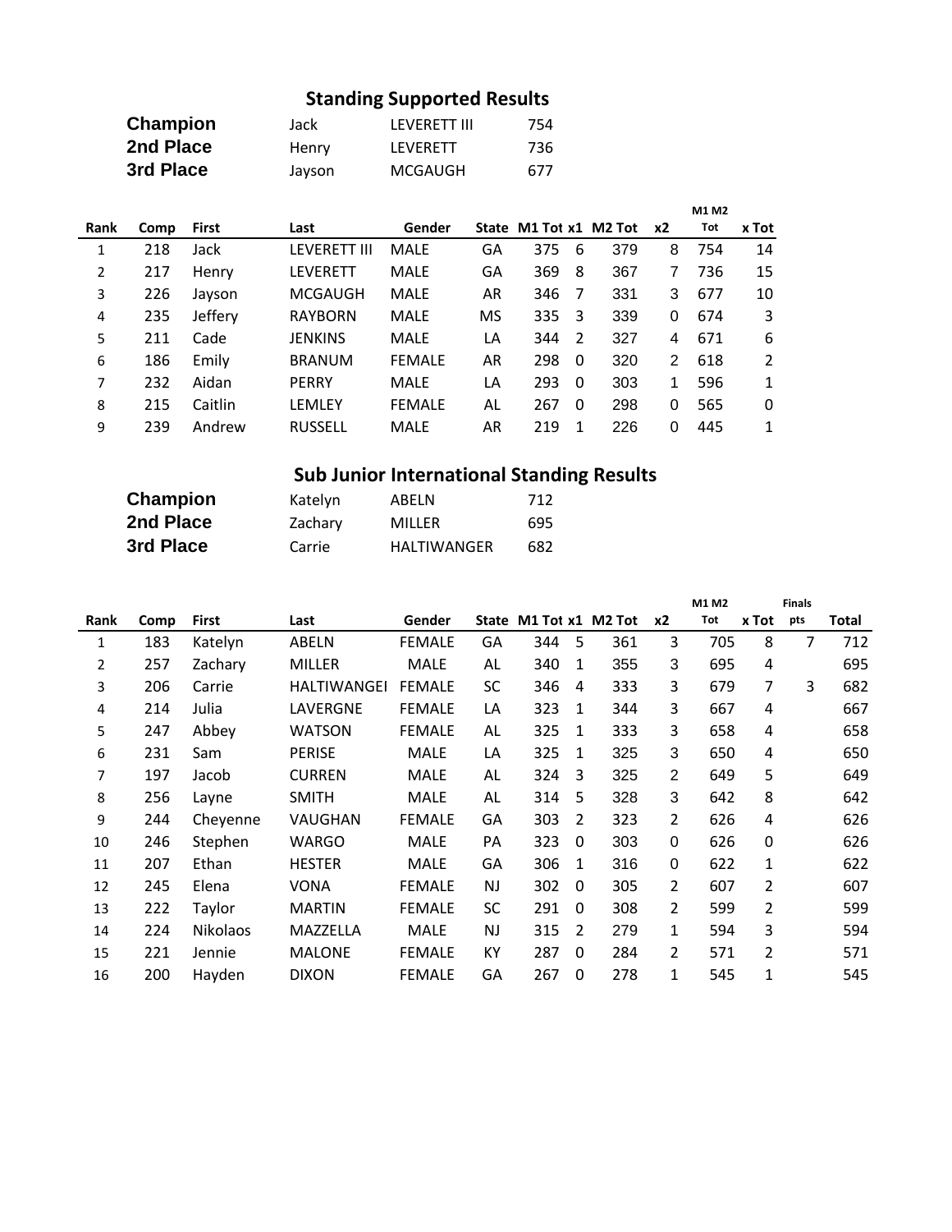## Standing Supported Results

| | | | |
|---|---|---|---|
| **Champion** | Jack | LEVERETT III | 754 |
| **2nd Place** | Henry | LEVERETT | 736 |
| **3rd Place** | Jayson | MCGAUGH | 677 |

| Rank | Comp | First | Last | Gender | State | M1 Tot | x1 | M2 Tot | x2 | M1 M2 Tot | x Tot |
|---|---|---|---|---|---|---|---|---|---|---|---|
| 1 | 218 | Jack | LEVERETT III | MALE | GA | 375 | 6 | 379 | 8 | 754 | 14 |
| 2 | 217 | Henry | LEVERETT | MALE | GA | 369 | 8 | 367 | 7 | 736 | 15 |
| 3 | 226 | Jayson | MCGAUGH | MALE | AR | 346 | 7 | 331 | 3 | 677 | 10 |
| 4 | 235 | Jeffery | RAYBORN | MALE | MS | 335 | 3 | 339 | 0 | 674 | 3 |
| 5 | 211 | Cade | JENKINS | MALE | LA | 344 | 2 | 327 | 4 | 671 | 6 |
| 6 | 186 | Emily | BRANUM | FEMALE | AR | 298 | 0 | 320 | 2 | 618 | 2 |
| 7 | 232 | Aidan | PERRY | MALE | LA | 293 | 0 | 303 | 1 | 596 | 1 |
| 8 | 215 | Caitlin | LEMLEY | FEMALE | AL | 267 | 0 | 298 | 0 | 565 | 0 |
| 9 | 239 | Andrew | RUSSELL | MALE | AR | 219 | 1 | 226 | 0 | 445 | 1 |

## Sub Junior International Standing Results

| | | | |
|---|---|---|---|
| **Champion** | Katelyn | ABELN | 712 |
| **2nd Place** | Zachary | MILLER | 695 |
| **3rd Place** | Carrie | HALTIWANGER | 682 |

| Rank | Comp | First | Last | Gender | State | M1 Tot | x1 | M2 Tot | x2 | M1 M2 Tot | x Tot | Finals pts | Total |
|---|---|---|---|---|---|---|---|---|---|---|---|---|---|
| 1 | 183 | Katelyn | ABELN | FEMALE | GA | 344 | 5 | 361 | 3 | 705 | 8 | 7 | 712 |
| 2 | 257 | Zachary | MILLER | MALE | AL | 340 | 1 | 355 | 3 | 695 | 4 | | 695 |
| 3 | 206 | Carrie | HALTIWANGEI | FEMALE | SC | 346 | 4 | 333 | 3 | 679 | 7 | 3 | 682 |
| 4 | 214 | Julia | LAVERGNE | FEMALE | LA | 323 | 1 | 344 | 3 | 667 | 4 | | 667 |
| 5 | 247 | Abbey | WATSON | FEMALE | AL | 325 | 1 | 333 | 3 | 658 | 4 | | 658 |
| 6 | 231 | Sam | PERISE | MALE | LA | 325 | 1 | 325 | 3 | 650 | 4 | | 650 |
| 7 | 197 | Jacob | CURREN | MALE | AL | 324 | 3 | 325 | 2 | 649 | 5 | | 649 |
| 8 | 256 | Layne | SMITH | MALE | AL | 314 | 5 | 328 | 3 | 642 | 8 | | 642 |
| 9 | 244 | Cheyenne | VAUGHAN | FEMALE | GA | 303 | 2 | 323 | 2 | 626 | 4 | | 626 |
| 10 | 246 | Stephen | WARGO | MALE | PA | 323 | 0 | 303 | 0 | 626 | 0 | | 626 |
| 11 | 207 | Ethan | HESTER | MALE | GA | 306 | 1 | 316 | 0 | 622 | 1 | | 622 |
| 12 | 245 | Elena | VONA | FEMALE | NJ | 302 | 0 | 305 | 2 | 607 | 2 | | 607 |
| 13 | 222 | Taylor | MARTIN | FEMALE | SC | 291 | 0 | 308 | 2 | 599 | 2 | | 599 |
| 14 | 224 | Nikolaos | MAZZELLA | MALE | NJ | 315 | 2 | 279 | 1 | 594 | 3 | | 594 |
| 15 | 221 | Jennie | MALONE | FEMALE | KY | 287 | 0 | 284 | 2 | 571 | 2 | | 571 |
| 16 | 200 | Hayden | DIXON | FEMALE | GA | 267 | 0 | 278 | 1 | 545 | 1 | | 545 |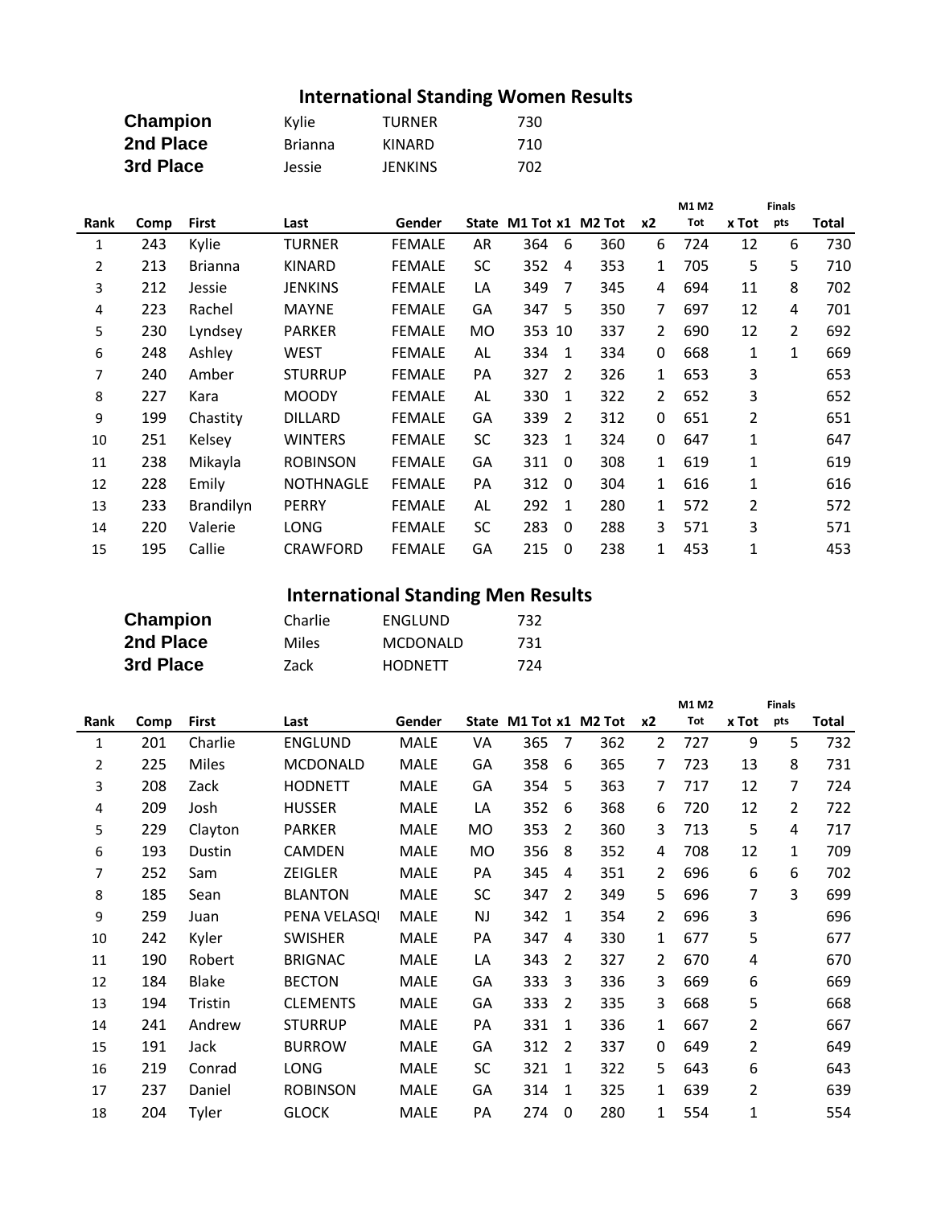## International Standing Women Results

| | | | |
|---|---|---|---|
| **Champion** | Kylie | TURNER | 730 |
| **2nd Place** | Brianna | KINARD | 710 |
| **3rd Place** | Jessie | JENKINS | 702 |

| Rank | Comp | First | Last | Gender | State | M1 Tot | x1 | M2 Tot | x2 | M1 M2 Tot | x Tot | Finals pts | Total |
|---|---|---|---|---|---|---|---|---|---|---|---|---|---|
| 1 | 243 | Kylie | TURNER | FEMALE | AR | 364 | 6 | 360 | 6 | 724 | 12 | 6 | 730 |
| 2 | 213 | Brianna | KINARD | FEMALE | SC | 352 | 4 | 353 | 1 | 705 | 5 | 5 | 710 |
| 3 | 212 | Jessie | JENKINS | FEMALE | LA | 349 | 7 | 345 | 4 | 694 | 11 | 8 | 702 |
| 4 | 223 | Rachel | MAYNE | FEMALE | GA | 347 | 5 | 350 | 7 | 697 | 12 | 4 | 701 |
| 5 | 230 | Lyndsey | PARKER | FEMALE | MO | 353 | 10 | 337 | 2 | 690 | 12 | 2 | 692 |
| 6 | 248 | Ashley | WEST | FEMALE | AL | 334 | 1 | 334 | 0 | 668 | 1 | 1 | 669 |
| 7 | 240 | Amber | STURRUP | FEMALE | PA | 327 | 2 | 326 | 1 | 653 | 3 | | 653 |
| 8 | 227 | Kara | MOODY | FEMALE | AL | 330 | 1 | 322 | 2 | 652 | 3 | | 652 |
| 9 | 199 | Chastity | DILLARD | FEMALE | GA | 339 | 2 | 312 | 0 | 651 | 2 | | 651 |
| 10 | 251 | Kelsey | WINTERS | FEMALE | SC | 323 | 1 | 324 | 0 | 647 | 1 | | 647 |
| 11 | 238 | Mikayla | ROBINSON | FEMALE | GA | 311 | 0 | 308 | 1 | 619 | 1 | | 619 |
| 12 | 228 | Emily | NOTHNAGLE | FEMALE | PA | 312 | 0 | 304 | 1 | 616 | 1 | | 616 |
| 13 | 233 | Brandilyn | PERRY | FEMALE | AL | 292 | 1 | 280 | 1 | 572 | 2 | | 572 |
| 14 | 220 | Valerie | LONG | FEMALE | SC | 283 | 0 | 288 | 3 | 571 | 3 | | 571 |
| 15 | 195 | Callie | CRAWFORD | FEMALE | GA | 215 | 0 | 238 | 1 | 453 | 1 | | 453 |

## International Standing Men Results

| | | | |
|---|---|---|---|
| **Champion** | Charlie | ENGLUND | 732 |
| **2nd Place** | Miles | MCDONALD | 731 |
| **3rd Place** | Zack | HODNETT | 724 |

| Rank | Comp | First | Last | Gender | State | M1 Tot | x1 | M2 Tot | x2 | M1 M2 Tot | x Tot | Finals pts | Total |
|---|---|---|---|---|---|---|---|---|---|---|---|---|---|
| 1 | 201 | Charlie | ENGLUND | MALE | VA | 365 | 7 | 362 | 2 | 727 | 9 | 5 | 732 |
| 2 | 225 | Miles | MCDONALD | MALE | GA | 358 | 6 | 365 | 7 | 723 | 13 | 8 | 731 |
| 3 | 208 | Zack | HODNETT | MALE | GA | 354 | 5 | 363 | 7 | 717 | 12 | 7 | 724 |
| 4 | 209 | Josh | HUSSER | MALE | LA | 352 | 6 | 368 | 6 | 720 | 12 | 2 | 722 |
| 5 | 229 | Clayton | PARKER | MALE | MO | 353 | 2 | 360 | 3 | 713 | 5 | 4 | 717 |
| 6 | 193 | Dustin | CAMDEN | MALE | MO | 356 | 8 | 352 | 4 | 708 | 12 | 1 | 709 |
| 7 | 252 | Sam | ZEIGLER | MALE | PA | 345 | 4 | 351 | 2 | 696 | 6 | 6 | 702 |
| 8 | 185 | Sean | BLANTON | MALE | SC | 347 | 2 | 349 | 5 | 696 | 7 | 3 | 699 |
| 9 | 259 | Juan | PENA VELASQI | MALE | NJ | 342 | 1 | 354 | 2 | 696 | 3 | | 696 |
| 10 | 242 | Kyler | SWISHER | MALE | PA | 347 | 4 | 330 | 1 | 677 | 5 | | 677 |
| 11 | 190 | Robert | BRIGNAC | MALE | LA | 343 | 2 | 327 | 2 | 670 | 4 | | 670 |
| 12 | 184 | Blake | BECTON | MALE | GA | 333 | 3 | 336 | 3 | 669 | 6 | | 669 |
| 13 | 194 | Tristin | CLEMENTS | MALE | GA | 333 | 2 | 335 | 3 | 668 | 5 | | 668 |
| 14 | 241 | Andrew | STURRUP | MALE | PA | 331 | 1 | 336 | 1 | 667 | 2 | | 667 |
| 15 | 191 | Jack | BURROW | MALE | GA | 312 | 2 | 337 | 0 | 649 | 2 | | 649 |
| 16 | 219 | Conrad | LONG | MALE | SC | 321 | 1 | 322 | 5 | 643 | 6 | | 643 |
| 17 | 237 | Daniel | ROBINSON | MALE | GA | 314 | 1 | 325 | 1 | 639 | 2 | | 639 |
| 18 | 204 | Tyler | GLOCK | MALE | PA | 274 | 0 | 280 | 1 | 554 | 1 | | 554 |